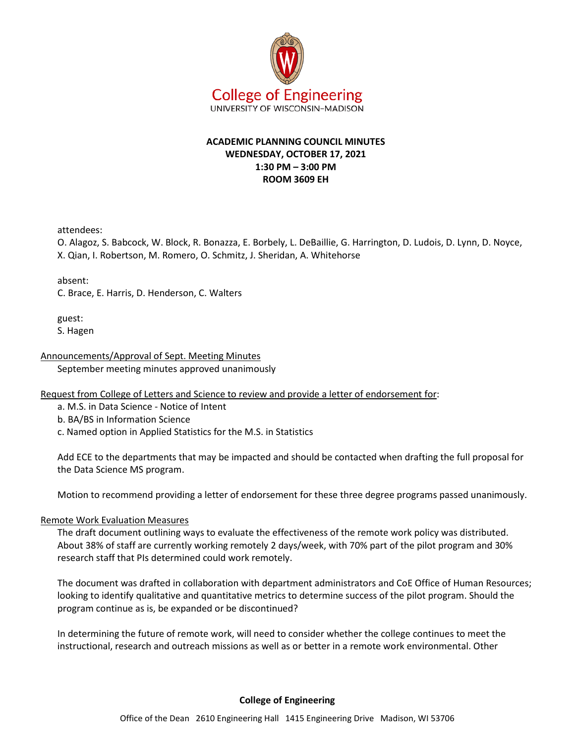College of Engineering
UNIVERSITY OF WISCONSIN–MADISON

**ACADEMIC PLANNING COUNCIL MINUTES**
**WEDNESDAY, OCTOBER 17, 2021**
**1:30 PM – 3:00 PM**
**ROOM 3609 EH**

attendees:
O. Alagoz, S. Babcock, W. Block, R. Bonazza, E. Borbely, L. DeBaillie, G. Harrington, D. Ludois, D. Lynn, D. Noyce, X. Qian, I. Robertson, M. Romero, O. Schmitz, J. Sheridan, A. Whitehorse

absent:
C. Brace, E. Harris, D. Henderson, C. Walters

guest:
S. Hagen

<u>Announcements/Approval of Sept. Meeting Minutes</u>

September meeting minutes approved unanimously

<u>Request from College of Letters and Science to review and provide a letter of endorsement for</u>:

a. M.S. in Data Science - Notice of Intent
b. BA/BS in Information Science
c. Named option in Applied Statistics for the M.S. in Statistics

Add ECE to the departments that may be impacted and should be contacted when drafting the full proposal for the Data Science MS program.

Motion to recommend providing a letter of endorsement for these three degree programs passed unanimously.

<u>Remote Work Evaluation Measures</u>

The draft document outlining ways to evaluate the effectiveness of the remote work policy was distributed. About 38% of staff are currently working remotely 2 days/week, with 70% part of the pilot program and 30% research staff that PIs determined could work remotely.

The document was drafted in collaboration with department administrators and CoE Office of Human Resources; looking to identify qualitative and quantitative metrics to determine success of the pilot program. Should the program continue as is, be expanded or be discontinued?

In determining the future of remote work, will need to consider whether the college continues to meet the instructional, research and outreach missions as well as or better in a remote work environmental. Other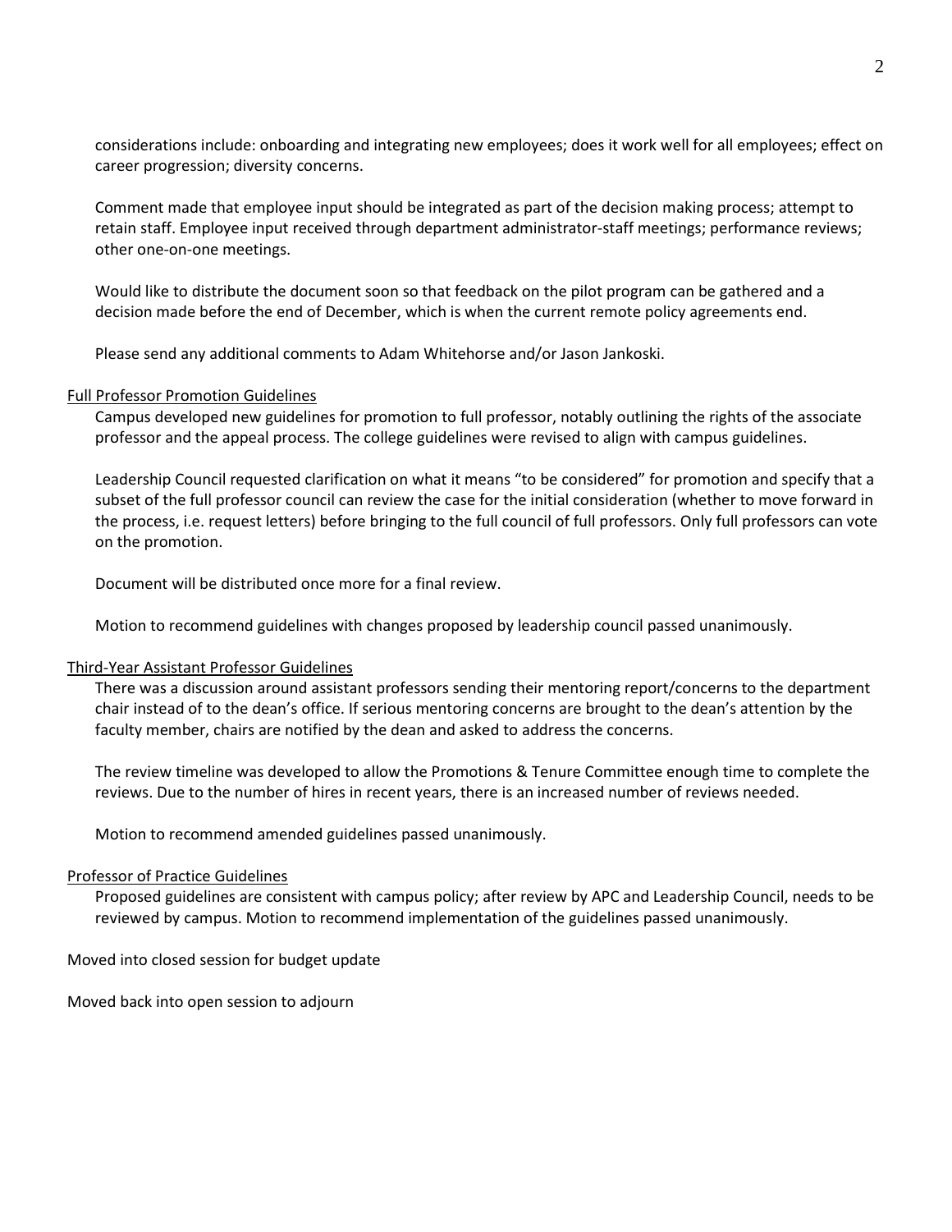considerations include: onboarding and integrating new employees; does it work well for all employees; effect on career progression; diversity concerns.

Comment made that employee input should be integrated as part of the decision making process; attempt to retain staff. Employee input received through department administrator-staff meetings; performance reviews; other one-on-one meetings.

Would like to distribute the document soon so that feedback on the pilot program can be gathered and a decision made before the end of December, which is when the current remote policy agreements end.

Please send any additional comments to Adam Whitehorse and/or Jason Jankoski.

<u>Full Professor Promotion Guidelines</u>

Campus developed new guidelines for promotion to full professor, notably outlining the rights of the associate professor and the appeal process. The college guidelines were revised to align with campus guidelines.

Leadership Council requested clarification on what it means "to be considered" for promotion and specify that a subset of the full professor council can review the case for the initial consideration (whether to move forward in the process, i.e. request letters) before bringing to the full council of full professors. Only full professors can vote on the promotion.

Document will be distributed once more for a final review.

Motion to recommend guidelines with changes proposed by leadership council passed unanimously.

<u>Third-Year Assistant Professor Guidelines</u>

There was a discussion around assistant professors sending their mentoring report/concerns to the department chair instead of to the dean's office. If serious mentoring concerns are brought to the dean's attention by the faculty member, chairs are notified by the dean and asked to address the concerns.

The review timeline was developed to allow the Promotions & Tenure Committee enough time to complete the reviews. Due to the number of hires in recent years, there is an increased number of reviews needed.

Motion to recommend amended guidelines passed unanimously.

<u>Professor of Practice Guidelines</u>

Proposed guidelines are consistent with campus policy; after review by APC and Leadership Council, needs to be reviewed by campus. Motion to recommend implementation of the guidelines passed unanimously.

Moved into closed session for budget update

Moved back into open session to adjourn